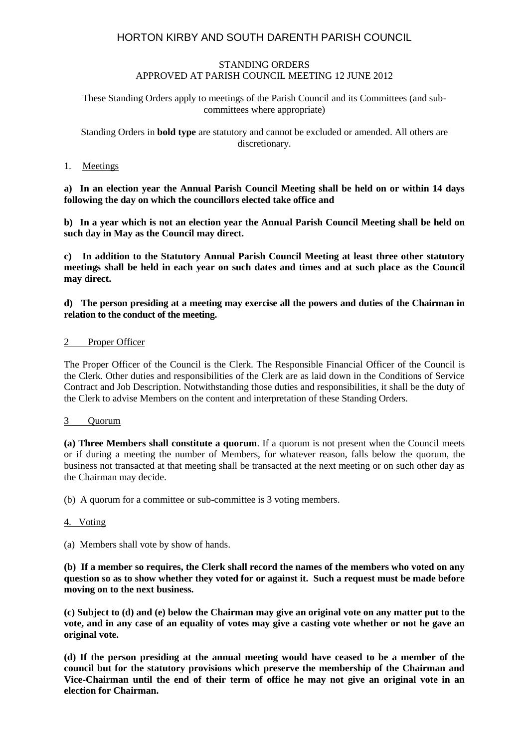# HORTON KIRBY AND SOUTH DARENTH PARISH COUNCIL

STANDING ORDERS
APPROVED AT PARISH COUNCIL MEETING 12 JUNE 2012

These Standing Orders apply to meetings of the Parish Council and its Committees (and sub-committees where appropriate)

Standing Orders in **bold type** are statutory and cannot be excluded or amended. All others are discretionary.

## 1. Meetings

**a) In an election year the Annual Parish Council Meeting shall be held on or within 14 days following the day on which the councillors elected take office and**

**b) In a year which is not an election year the Annual Parish Council Meeting shall be held on such day in May as the Council may direct.**

**c) In addition to the Statutory Annual Parish Council Meeting at least three other statutory meetings shall be held in each year on such dates and times and at such place as the Council may direct.**

**d) The person presiding at a meeting may exercise all the powers and duties of the Chairman in relation to the conduct of the meeting.**

## 2 Proper Officer

The Proper Officer of the Council is the Clerk. The Responsible Financial Officer of the Council is the Clerk. Other duties and responsibilities of the Clerk are as laid down in the Conditions of Service Contract and Job Description. Notwithstanding those duties and responsibilities, it shall be the duty of the Clerk to advise Members on the content and interpretation of these Standing Orders.

## 3 Quorum

**(a) Three Members shall constitute a quorum**. If a quorum is not present when the Council meets or if during a meeting the number of Members, for whatever reason, falls below the quorum, the business not transacted at that meeting shall be transacted at the next meeting or on such other day as the Chairman may decide.

(b) A quorum for a committee or sub-committee is 3 voting members.

## 4. Voting

(a) Members shall vote by show of hands.

**(b) If a member so requires, the Clerk shall record the names of the members who voted on any question so as to show whether they voted for or against it. Such a request must be made before moving on to the next business.**

**(c) Subject to (d) and (e) below the Chairman may give an original vote on any matter put to the vote, and in any case of an equality of votes may give a casting vote whether or not he gave an original vote.**

**(d) If the person presiding at the annual meeting would have ceased to be a member of the council but for the statutory provisions which preserve the membership of the Chairman and Vice-Chairman until the end of their term of office he may not give an original vote in an election for Chairman.**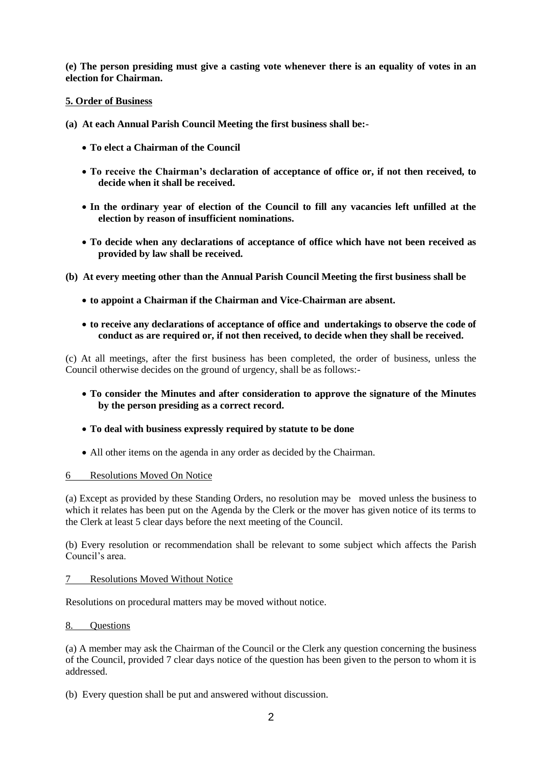**(e) The person presiding must give a casting vote whenever there is an equality of votes in an election for Chairman.**

**5. Order of Business**

**(a) At each Annual Parish Council Meeting the first business shall be:-**

- **To elect a Chairman of the Council**
- **To receive the Chairman's declaration of acceptance of office or, if not then received, to decide when it shall be received.**
- **In the ordinary year of election of the Council to fill any vacancies left unfilled at the election by reason of insufficient nominations.**
- **To decide when any declarations of acceptance of office which have not been received as provided by law shall be received.**

**(b) At every meeting other than the Annual Parish Council Meeting the first business shall be**

- **to appoint a Chairman if the Chairman and Vice-Chairman are absent.**
- **to receive any declarations of acceptance of office and undertakings to observe the code of conduct as are required or, if not then received, to decide when they shall be received.**

(c) At all meetings, after the first business has been completed, the order of business, unless the Council otherwise decides on the ground of urgency, shall be as follows:-

- **To consider the Minutes and after consideration to approve the signature of the Minutes by the person presiding as a correct record.**
- **To deal with business expressly required by statute to be done**
- All other items on the agenda in any order as decided by the Chairman.

6 Resolutions Moved On Notice

(a) Except as provided by these Standing Orders, no resolution may be moved unless the business to which it relates has been put on the Agenda by the Clerk or the mover has given notice of its terms to the Clerk at least 5 clear days before the next meeting of the Council.

(b) Every resolution or recommendation shall be relevant to some subject which affects the Parish Council's area.

7 Resolutions Moved Without Notice

Resolutions on procedural matters may be moved without notice.

8. Questions

(a) A member may ask the Chairman of the Council or the Clerk any question concerning the business of the Council, provided 7 clear days notice of the question has been given to the person to whom it is addressed.

(b) Every question shall be put and answered without discussion.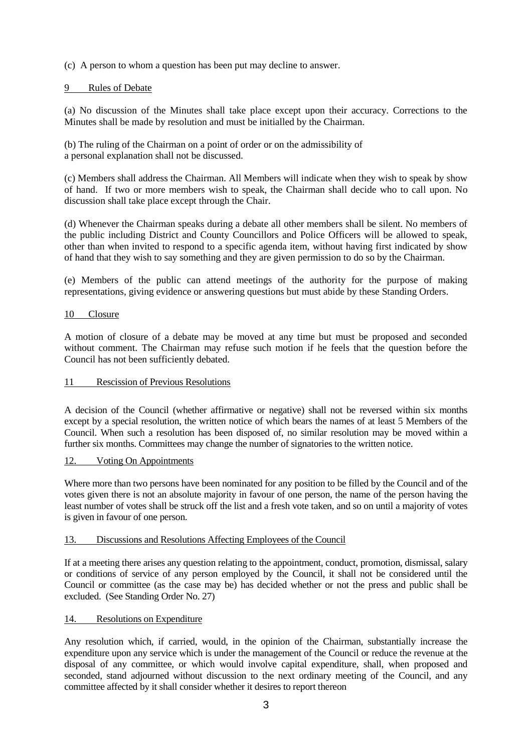(c) A person to whom a question has been put may decline to answer.

## 9 Rules of Debate

(a) No discussion of the Minutes shall take place except upon their accuracy. Corrections to the Minutes shall be made by resolution and must be initialled by the Chairman.

(b) The ruling of the Chairman on a point of order or on the admissibility of a personal explanation shall not be discussed.

(c) Members shall address the Chairman. All Members will indicate when they wish to speak by show of hand. If two or more members wish to speak, the Chairman shall decide who to call upon. No discussion shall take place except through the Chair.

(d) Whenever the Chairman speaks during a debate all other members shall be silent. No members of the public including District and County Councillors and Police Officers will be allowed to speak, other than when invited to respond to a specific agenda item, without having first indicated by show of hand that they wish to say something and they are given permission to do so by the Chairman.

(e) Members of the public can attend meetings of the authority for the purpose of making representations, giving evidence or answering questions but must abide by these Standing Orders.

## 10 Closure

A motion of closure of a debate may be moved at any time but must be proposed and seconded without comment. The Chairman may refuse such motion if he feels that the question before the Council has not been sufficiently debated.

## 11 Rescission of Previous Resolutions

A decision of the Council (whether affirmative or negative) shall not be reversed within six months except by a special resolution, the written notice of which bears the names of at least 5 Members of the Council. When such a resolution has been disposed of, no similar resolution may be moved within a further six months. Committees may change the number of signatories to the written notice.

## 12. Voting On Appointments

Where more than two persons have been nominated for any position to be filled by the Council and of the votes given there is not an absolute majority in favour of one person, the name of the person having the least number of votes shall be struck off the list and a fresh vote taken, and so on until a majority of votes is given in favour of one person.

## 13. Discussions and Resolutions Affecting Employees of the Council

If at a meeting there arises any question relating to the appointment, conduct, promotion, dismissal, salary or conditions of service of any person employed by the Council, it shall not be considered until the Council or committee (as the case may be) has decided whether or not the press and public shall be excluded. (See Standing Order No. 27)

## 14. Resolutions on Expenditure

Any resolution which, if carried, would, in the opinion of the Chairman, substantially increase the expenditure upon any service which is under the management of the Council or reduce the revenue at the disposal of any committee, or which would involve capital expenditure, shall, when proposed and seconded, stand adjourned without discussion to the next ordinary meeting of the Council, and any committee affected by it shall consider whether it desires to report thereon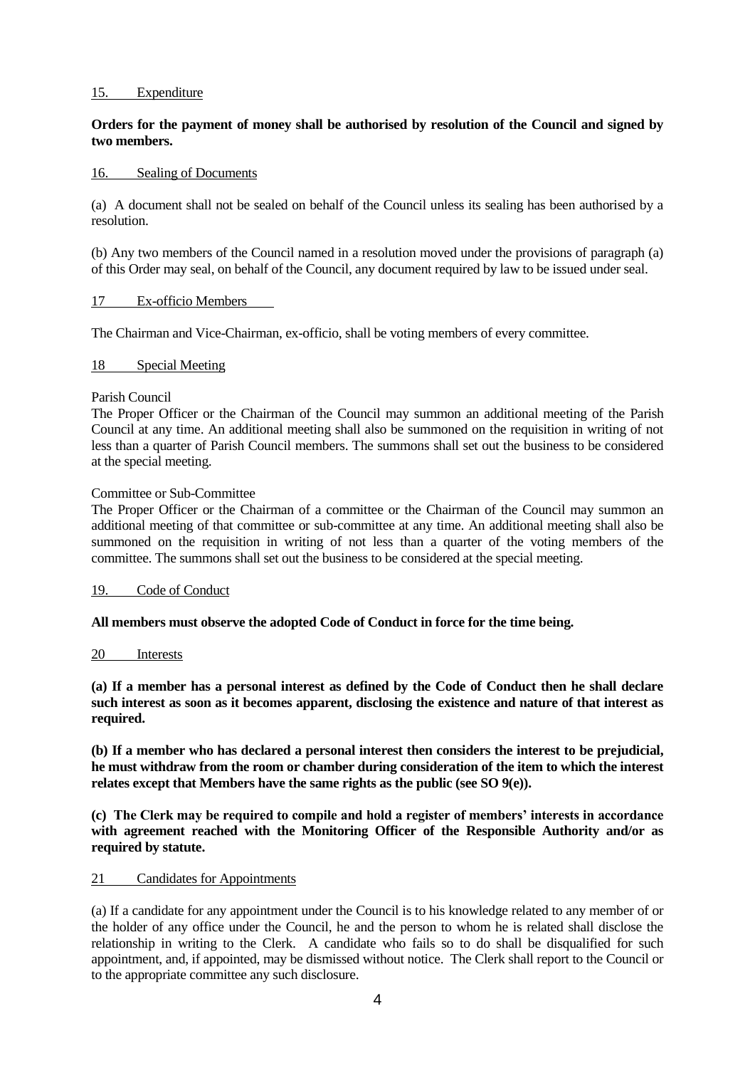## 15. Expenditure

**Orders for the payment of money shall be authorised by resolution of the Council and signed by two members.**

## 16. Sealing of Documents

(a) A document shall not be sealed on behalf of the Council unless its sealing has been authorised by a resolution.

(b) Any two members of the Council named in a resolution moved under the provisions of paragraph (a) of this Order may seal, on behalf of the Council, any document required by law to be issued under seal.

## 17 Ex-officio Members

The Chairman and Vice-Chairman, ex-officio, shall be voting members of every committee.

## 18 Special Meeting

Parish Council

The Proper Officer or the Chairman of the Council may summon an additional meeting of the Parish Council at any time. An additional meeting shall also be summoned on the requisition in writing of not less than a quarter of Parish Council members. The summons shall set out the business to be considered at the special meeting.

Committee or Sub-Committee

The Proper Officer or the Chairman of a committee or the Chairman of the Council may summon an additional meeting of that committee or sub-committee at any time. An additional meeting shall also be summoned on the requisition in writing of not less than a quarter of the voting members of the committee. The summons shall set out the business to be considered at the special meeting.

## 19. Code of Conduct

**All members must observe the adopted Code of Conduct in force for the time being.**

## 20 Interests

**(a) If a member has a personal interest as defined by the Code of Conduct then he shall declare such interest as soon as it becomes apparent, disclosing the existence and nature of that interest as required.**

**(b) If a member who has declared a personal interest then considers the interest to be prejudicial, he must withdraw from the room or chamber during consideration of the item to which the interest relates except that Members have the same rights as the public (see SO 9(e)).**

**(c) The Clerk may be required to compile and hold a register of members' interests in accordance with agreement reached with the Monitoring Officer of the Responsible Authority and/or as required by statute.**

## 21 Candidates for Appointments

(a) If a candidate for any appointment under the Council is to his knowledge related to any member of or the holder of any office under the Council, he and the person to whom he is related shall disclose the relationship in writing to the Clerk. A candidate who fails so to do shall be disqualified for such appointment, and, if appointed, may be dismissed without notice. The Clerk shall report to the Council or to the appropriate committee any such disclosure.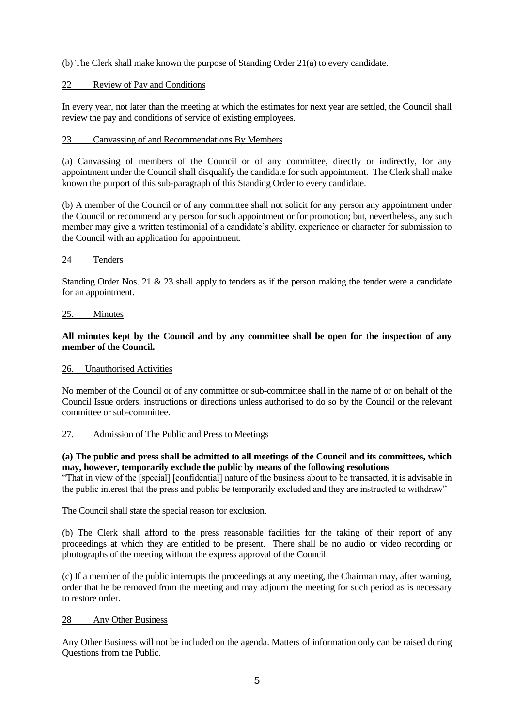(b) The Clerk shall make known the purpose of Standing Order 21(a) to every candidate.

## 22 Review of Pay and Conditions

In every year, not later than the meeting at which the estimates for next year are settled, the Council shall review the pay and conditions of service of existing employees.

## 23 Canvassing of and Recommendations By Members

(a) Canvassing of members of the Council or of any committee, directly or indirectly, for any appointment under the Council shall disqualify the candidate for such appointment. The Clerk shall make known the purport of this sub-paragraph of this Standing Order to every candidate.

(b) A member of the Council or of any committee shall not solicit for any person any appointment under the Council or recommend any person for such appointment or for promotion; but, nevertheless, any such member may give a written testimonial of a candidate's ability, experience or character for submission to the Council with an application for appointment.

## 24 Tenders

Standing Order Nos. 21 & 23 shall apply to tenders as if the person making the tender were a candidate for an appointment.

## 25. Minutes

**All minutes kept by the Council and by any committee shall be open for the inspection of any member of the Council.**

## 26. Unauthorised Activities

No member of the Council or of any committee or sub-committee shall in the name of or on behalf of the Council Issue orders, instructions or directions unless authorised to do so by the Council or the relevant committee or sub-committee.

## 27. Admission of The Public and Press to Meetings

**(a) The public and press shall be admitted to all meetings of the Council and its committees, which may, however, temporarily exclude the public by means of the following resolutions**
"That in view of the [special] [confidential] nature of the business about to be transacted, it is advisable in the public interest that the press and public be temporarily excluded and they are instructed to withdraw"

The Council shall state the special reason for exclusion.

(b) The Clerk shall afford to the press reasonable facilities for the taking of their report of any proceedings at which they are entitled to be present. There shall be no audio or video recording or photographs of the meeting without the express approval of the Council.

(c) If a member of the public interrupts the proceedings at any meeting, the Chairman may, after warning, order that he be removed from the meeting and may adjourn the meeting for such period as is necessary to restore order.

## 28 Any Other Business

Any Other Business will not be included on the agenda. Matters of information only can be raised during Questions from the Public.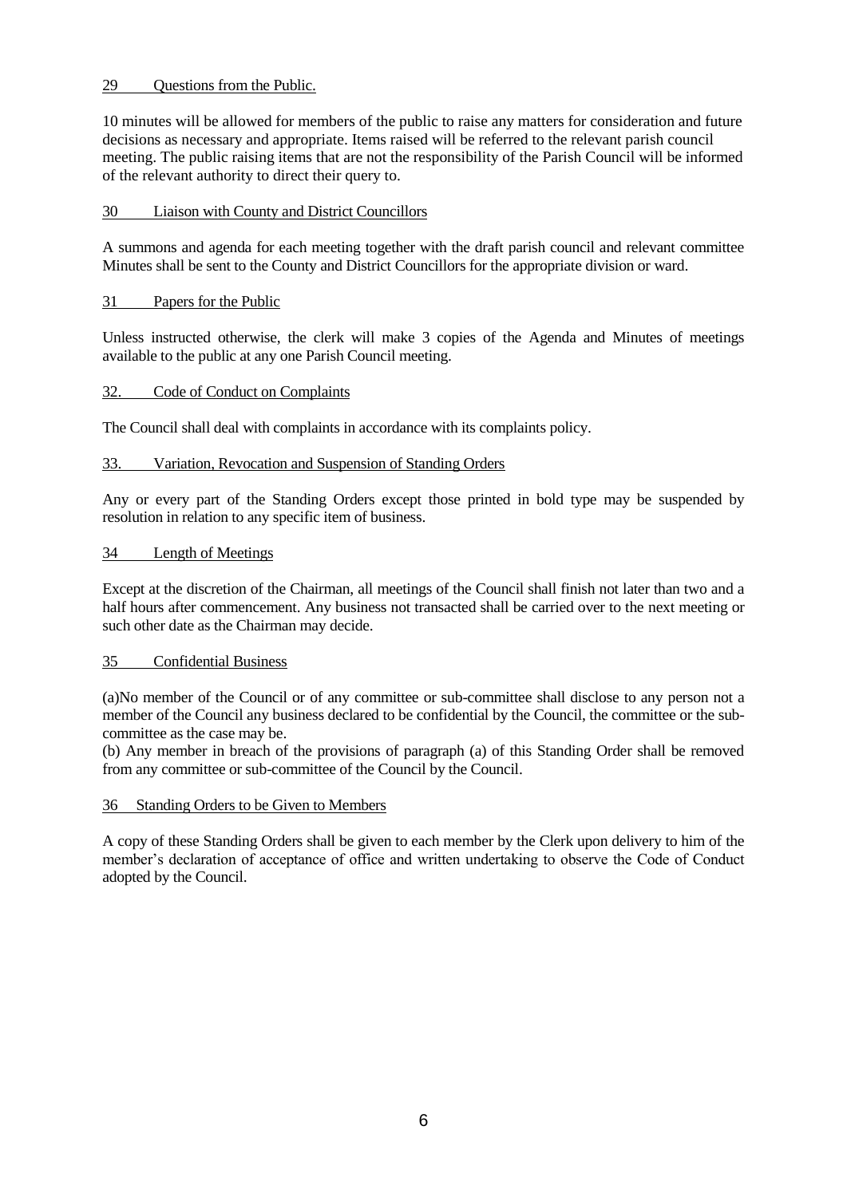## 29 Questions from the Public.

10 minutes will be allowed for members of the public to raise any matters for consideration and future decisions as necessary and appropriate. Items raised will be referred to the relevant parish council meeting. The public raising items that are not the responsibility of the Parish Council will be informed of the relevant authority to direct their query to.

## 30 Liaison with County and District Councillors

A summons and agenda for each meeting together with the draft parish council and relevant committee Minutes shall be sent to the County and District Councillors for the appropriate division or ward.

## 31 Papers for the Public

Unless instructed otherwise, the clerk will make 3 copies of the Agenda and Minutes of meetings available to the public at any one Parish Council meeting.

## 32. Code of Conduct on Complaints

The Council shall deal with complaints in accordance with its complaints policy.

## 33. Variation, Revocation and Suspension of Standing Orders

Any or every part of the Standing Orders except those printed in bold type may be suspended by resolution in relation to any specific item of business.

## 34 Length of Meetings

Except at the discretion of the Chairman, all meetings of the Council shall finish not later than two and a half hours after commencement. Any business not transacted shall be carried over to the next meeting or such other date as the Chairman may decide.

## 35 Confidential Business

(a)No member of the Council or of any committee or sub-committee shall disclose to any person not a member of the Council any business declared to be confidential by the Council, the committee or the sub-committee as the case may be.

(b) Any member in breach of the provisions of paragraph (a) of this Standing Order shall be removed from any committee or sub-committee of the Council by the Council.

## 36 Standing Orders to be Given to Members

A copy of these Standing Orders shall be given to each member by the Clerk upon delivery to him of the member's declaration of acceptance of office and written undertaking to observe the Code of Conduct adopted by the Council.